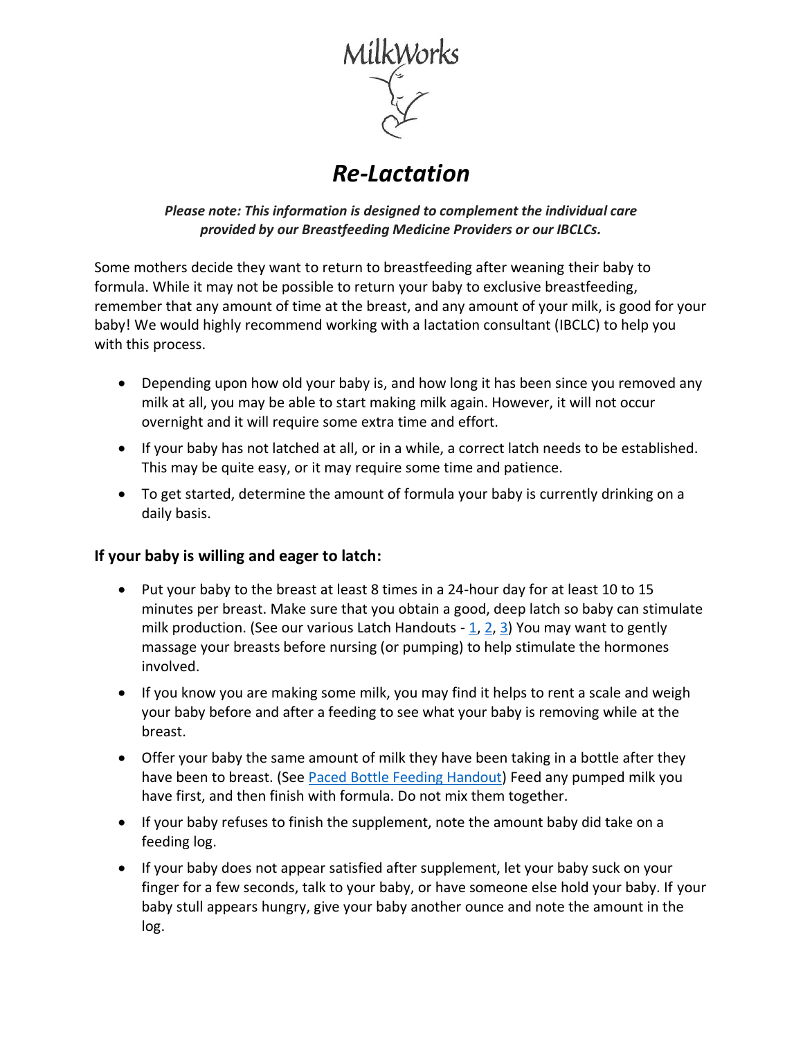MilkWorks

# *Re-Lactation*

***Please note: This information is designed to complement the individual care provided by our Breastfeeding Medicine Providers or our IBCLCs.***

Some mothers decide they want to return to breastfeeding after weaning their baby to formula. While it may not be possible to return your baby to exclusive breastfeeding, remember that any amount of time at the breast, and any amount of your milk, is good for your baby! We would highly recommend working with a lactation consultant (IBCLC) to help you with this process.

- Depending upon how old your baby is, and how long it has been since you removed any milk at all, you may be able to start making milk again. However, it will not occur overnight and it will require some extra time and effort.
- If your baby has not latched at all, or in a while, a correct latch needs to be established. This may be quite easy, or it may require some time and patience.
- To get started, determine the amount of formula your baby is currently drinking on a daily basis.

### If your baby is willing and eager to latch:

- Put your baby to the breast at least 8 times in a 24-hour day for at least 10 to 15 minutes per breast. Make sure that you obtain a good, deep latch so baby can stimulate milk production. (See our various Latch Handouts - 1, 2, 3) You may want to gently massage your breasts before nursing (or pumping) to help stimulate the hormones involved.
- If you know you are making some milk, you may find it helps to rent a scale and weigh your baby before and after a feeding to see what your baby is removing while at the breast.
- Offer your baby the same amount of milk they have been taking in a bottle after they have been to breast. (See Paced Bottle Feeding Handout) Feed any pumped milk you have first, and then finish with formula. Do not mix them together.
- If your baby refuses to finish the supplement, note the amount baby did take on a feeding log.
- If your baby does not appear satisfied after supplement, let your baby suck on your finger for a few seconds, talk to your baby, or have someone else hold your baby. If your baby stull appears hungry, give your baby another ounce and note the amount in the log.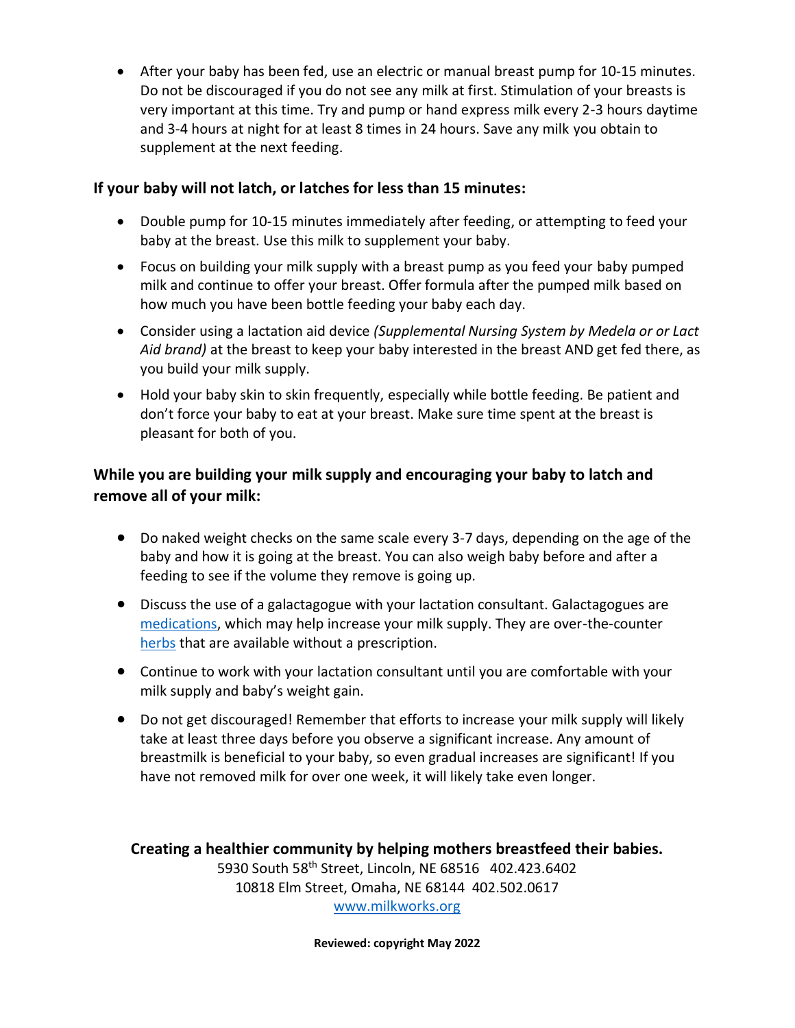- After your baby has been fed, use an electric or manual breast pump for 10-15 minutes. Do not be discouraged if you do not see any milk at first. Stimulation of your breasts is very important at this time. Try and pump or hand express milk every 2-3 hours daytime and 3-4 hours at night for at least 8 times in 24 hours. Save any milk you obtain to supplement at the next feeding.

### If your baby will not latch, or latches for less than 15 minutes:

- Double pump for 10-15 minutes immediately after feeding, or attempting to feed your baby at the breast. Use this milk to supplement your baby.
- Focus on building your milk supply with a breast pump as you feed your baby pumped milk and continue to offer your breast. Offer formula after the pumped milk based on how much you have been bottle feeding your baby each day.
- Consider using a lactation aid device *(Supplemental Nursing System by Medela or or Lact Aid brand)* at the breast to keep your baby interested in the breast AND get fed there, as you build your milk supply.
- Hold your baby skin to skin frequently, especially while bottle feeding. Be patient and don't force your baby to eat at your breast. Make sure time spent at the breast is pleasant for both of you.

### While you are building your milk supply and encouraging your baby to latch and remove all of your milk:

- Do naked weight checks on the same scale every 3-7 days, depending on the age of the baby and how it is going at the breast. You can also weigh baby before and after a feeding to see if the volume they remove is going up.
- Discuss the use of a galactagogue with your lactation consultant. Galactagogues are medications, which may help increase your milk supply. They are over-the-counter herbs that are available without a prescription.
- Continue to work with your lactation consultant until you are comfortable with your milk supply and baby's weight gain.
- Do not get discouraged! Remember that efforts to increase your milk supply will likely take at least three days before you observe a significant increase. Any amount of breastmilk is beneficial to your baby, so even gradual increases are significant! If you have not removed milk for over one week, it will likely take even longer.

**Creating a healthier community by helping mothers breastfeed their babies.**

5930 South 58th Street, Lincoln, NE 68516 402.423.6402

10818 Elm Street, Omaha, NE 68144 402.502.0617

www.milkworks.org

**Reviewed: copyright May 2022**